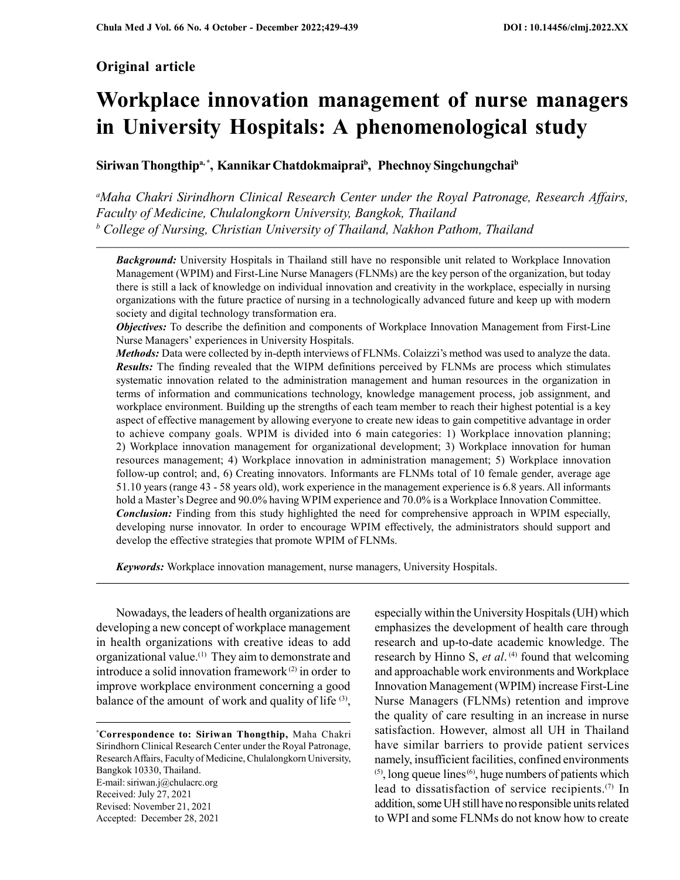**Original article**

# Workplace innovation management of nurse managers in University Hospitals: A phenomenological study

**Siriwan Thongthip[a,*], Kannikar Chatdokmaiprai[b], Phechnoy Singchungchai[b]**

[a]*Maha Chakri Sirindhorn Clinical Research Center under the Royal Patronage, Research Affairs, Faculty of Medicine, Chulalongkorn University, Bangkok, Thailand*
[b] *College of Nursing, Christian University of Thailand, Nakhon Pathom, Thailand*

***Background:*** University Hospitals in Thailand still have no responsible unit related to Workplace Innovation Management (WPIM) and First-Line Nurse Managers (FLNMs) are the key person of the organization, but today there is still a lack of knowledge on individual innovation and creativity in the workplace, especially in nursing organizations with the future practice of nursing in a technologically advanced future and keep up with modern society and digital technology transformation era.

***Objectives:*** To describe the definition and components of Workplace Innovation Management from First-Line Nurse Managers' experiences in University Hospitals.

***Methods:*** Data were collected by in-depth interviews of FLNMs. Colaizzi's method was used to analyze the data.

***Results:*** The finding revealed that the WIPM definitions perceived by FLNMs are process which stimulates systematic innovation related to the administration management and human resources in the organization in terms of information and communications technology, knowledge management process, job assignment, and workplace environment. Building up the strengths of each team member to reach their highest potential is a key aspect of effective management by allowing everyone to create new ideas to gain competitive advantage in order to achieve company goals. WPIM is divided into 6 main categories: 1) Workplace innovation planning; 2) Workplace innovation management for organizational development; 3) Workplace innovation for human resources management; 4) Workplace innovation in administration management; 5) Workplace innovation follow-up control; and, 6) Creating innovators. Informants are FLNMs total of 10 female gender, average age 51.10 years (range 43 - 58 years old), work experience in the management experience is 6.8 years. All informants hold a Master's Degree and 90.0% having WPIM experience and 70.0% is a Workplace Innovation Committee.

***Conclusion:*** Finding from this study highlighted the need for comprehensive approach in WPIM especially, developing nurse innovator. In order to encourage WPIM effectively, the administrators should support and develop the effective strategies that promote WPIM of FLNMs.

***Keywords:*** Workplace innovation management, nurse managers, University Hospitals.

Nowadays, the leaders of health organizations are developing a new concept of workplace management in health organizations with creative ideas to add organizational value.[1] They aim to demonstrate and introduce a solid innovation framework [2] in order to improve workplace environment concerning a good balance of the amount of work and quality of life [3], especially within the University Hospitals (UH) which emphasizes the development of health care through research and up-to-date academic knowledge. The research by Hinno S, *et al*.[4] found that welcoming and approachable work environments and Workplace Innovation Management (WPIM) increase First-Line Nurse Managers (FLNMs) retention and improve the quality of care resulting in an increase in nurse satisfaction. However, almost all UH in Thailand have similar barriers to provide patient services namely, insufficient facilities, confined environments [5], long queue lines [6], huge numbers of patients which lead to dissatisfaction of service recipients.[7] In addition, some UH still have no responsible units related to WPI and some FLNMs do not know how to create

[*]**Correspondence to: Siriwan Thongthip,** Maha Chakri Sirindhorn Clinical Research Center under the Royal Patronage, Research Affairs, Faculty of Medicine, Chulalongkorn University, Bangkok 10330, Thailand.
E-mail: siriwan.j@chulacrc.org
Received: July 27, 2021
Revised: November 21, 2021
Accepted: December 28, 2021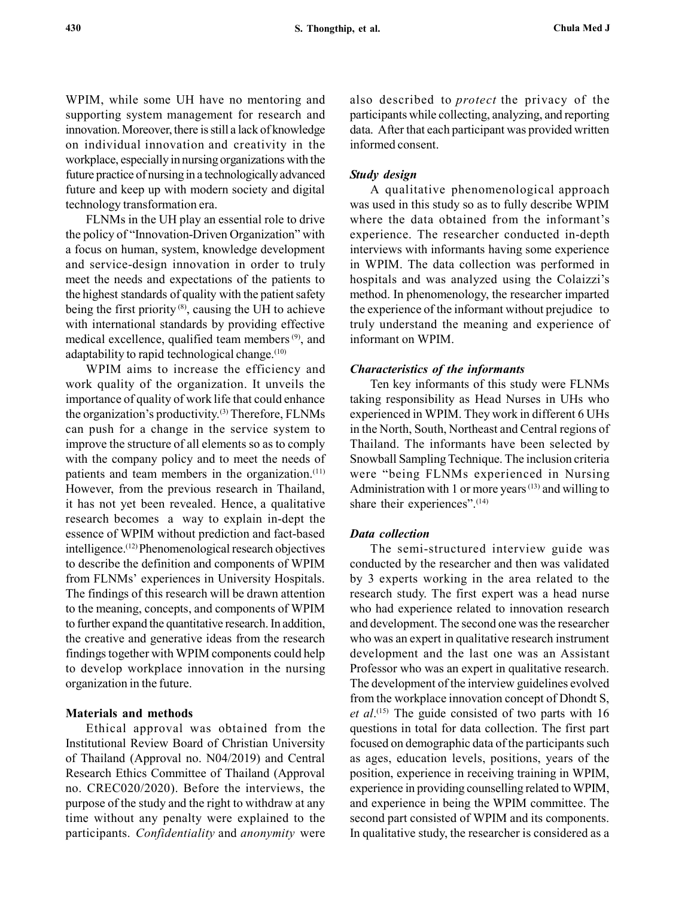WPIM, while some UH have no mentoring and supporting system management for research and innovation. Moreover, there is still a lack of knowledge on individual innovation and creativity in the workplace, especially in nursing organizations with the future practice of nursing in a technologically advanced future and keep up with modern society and digital technology transformation era.

FLNMs in the UH play an essential role to drive the policy of "Innovation-Driven Organization" with a focus on human, system, knowledge development and service-design innovation in order to truly meet the needs and expectations of the patients to the highest standards of quality with the patient safety being the first priority [8], causing the UH to achieve with international standards by providing effective medical excellence, qualified team members [9], and adaptability to rapid technological change.[10]

WPIM aims to increase the efficiency and work quality of the organization. It unveils the importance of quality of work life that could enhance the organization's productivity.[3] Therefore, FLNMs can push for a change in the service system to improve the structure of all elements so as to comply with the company policy and to meet the needs of patients and team members in the organization.[11] However, from the previous research in Thailand, it has not yet been revealed. Hence, a qualitative research becomes a way to explain in-dept the essence of WPIM without prediction and fact-based intelligence.[12] Phenomenological research objectives to describe the definition and components of WPIM from FLNMs' experiences in University Hospitals. The findings of this research will be drawn attention to the meaning, concepts, and components of WPIM to further expand the quantitative research. In addition, the creative and generative ideas from the research findings together with WPIM components could help to develop workplace innovation in the nursing organization in the future.

## Materials and methods

Ethical approval was obtained from the Institutional Review Board of Christian University of Thailand (Approval no. N04/2019) and Central Research Ethics Committee of Thailand (Approval no. CREC020/2020). Before the interviews, the purpose of the study and the right to withdraw at any time without any penalty were explained to the participants. *Confidentiality* and *anonymity* were also described to *protect* the privacy of the participants while collecting, analyzing, and reporting data. After that each participant was provided written informed consent.

### *Study design*

A qualitative phenomenological approach was used in this study so as to fully describe WPIM where the data obtained from the informant's experience. The researcher conducted in-depth interviews with informants having some experience in WPIM. The data collection was performed in hospitals and was analyzed using the Colaizzi's method. In phenomenology, the researcher imparted the experience of the informant without prejudice to truly understand the meaning and experience of informant on WPIM.

### *Characteristics of the informants*

Ten key informants of this study were FLNMs taking responsibility as Head Nurses in UHs who experienced in WPIM. They work in different 6 UHs in the North, South, Northeast and Central regions of Thailand. The informants have been selected by Snowball Sampling Technique. The inclusion criteria were "being FLNMs experienced in Nursing Administration with 1 or more years [13] and willing to share their experiences".[14]

### *Data collection*

The semi-structured interview guide was conducted by the researcher and then was validated by 3 experts working in the area related to the research study. The first expert was a head nurse who had experience related to innovation research and development. The second one was the researcher who was an expert in qualitative research instrument development and the last one was an Assistant Professor who was an expert in qualitative research. The development of the interview guidelines evolved from the workplace innovation concept of Dhondt S, *et al*.[15] The guide consisted of two parts with 16 questions in total for data collection. The first part focused on demographic data of the participants such as ages, education levels, positions, years of the position, experience in receiving training in WPIM, experience in providing counselling related to WPIM, and experience in being the WPIM committee. The second part consisted of WPIM and its components. In qualitative study, the researcher is considered as a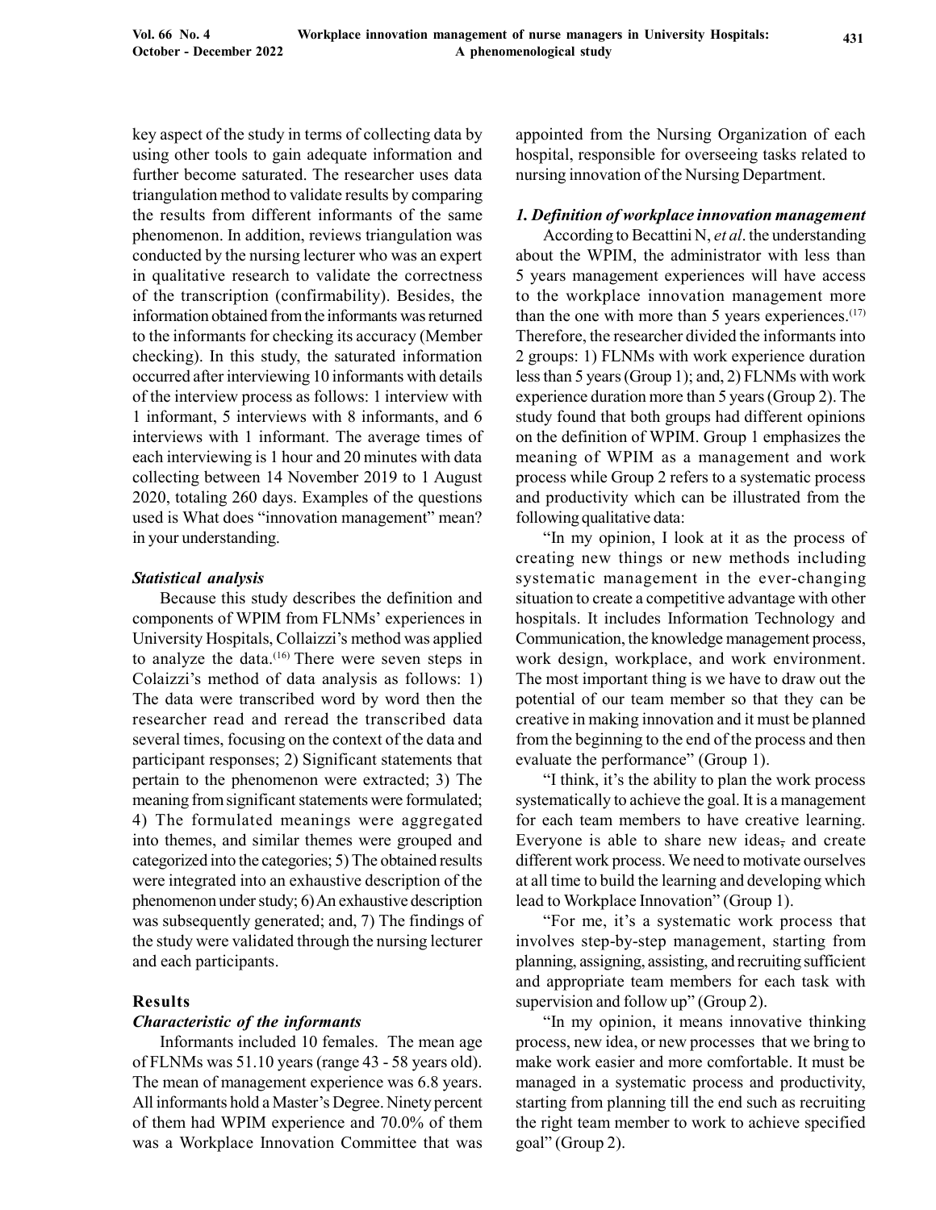key aspect of the study in terms of collecting data by using other tools to gain adequate information and further become saturated. The researcher uses data triangulation method to validate results by comparing the results from different informants of the same phenomenon. In addition, reviews triangulation was conducted by the nursing lecturer who was an expert in qualitative research to validate the correctness of the transcription (confirmability). Besides, the information obtained from the informants was returned to the informants for checking its accuracy (Member checking). In this study, the saturated information occurred after interviewing 10 informants with details of the interview process as follows: 1 interview with 1 informant, 5 interviews with 8 informants, and 6 interviews with 1 informant. The average times of each interviewing is 1 hour and 20 minutes with data collecting between 14 November 2019 to 1 August 2020, totaling 260 days. Examples of the questions used is What does "innovation management" mean? in your understanding.

### *Statistical analysis*

Because this study describes the definition and components of WPIM from FLNMs' experiences in University Hospitals, Colaizzi's method was applied to analyze the data.[16] There were seven steps in Colaizzi's method of data analysis as follows: 1) The data were transcribed word by word then the researcher read and reread the transcribed data several times, focusing on the context of the data and participant responses; 2) Significant statements that pertain to the phenomenon were extracted; 3) The meaning from significant statements were formulated; 4) The formulated meanings were aggregated into themes, and similar themes were grouped and categorized into the categories; 5) The obtained results were integrated into an exhaustive description of the phenomenon under study; 6) An exhaustive description was subsequently generated; and, 7) The findings of the study were validated through the nursing lecturer and each participants.

## Results

### *Characteristic of the informants*

Informants included 10 females. The mean age of FLNMs was 51.10 years (range 43 - 58 years old). The mean of management experience was 6.8 years. All informants hold a Master's Degree. Ninety percent of them had WPIM experience and 70.0% of them was a Workplace Innovation Committee that was appointed from the Nursing Organization of each hospital, responsible for overseeing tasks related to nursing innovation of the Nursing Department.

### *1. Definition of workplace innovation management*

According to Becattini N, *et al*. the understanding about the WPIM, the administrator with less than 5 years management experiences will have access to the workplace innovation management more than the one with more than 5 years experiences.[17] Therefore, the researcher divided the informants into 2 groups: 1) FLNMs with work experience duration less than 5 years (Group 1); and, 2) FLNMs with work experience duration more than 5 years (Group 2). The study found that both groups had different opinions on the definition of WPIM. Group 1 emphasizes the meaning of WPIM as a management and work process while Group 2 refers to a systematic process and productivity which can be illustrated from the following qualitative data:

"In my opinion, I look at it as the process of creating new things or new methods including systematic management in the ever-changing situation to create a competitive advantage with other hospitals. It includes Information Technology and Communication, the knowledge management process, work design, workplace, and work environment. The most important thing is we have to draw out the potential of our team member so that they can be creative in making innovation and it must be planned from the beginning to the end of the process and then evaluate the performance" (Group 1).

"I think, it's the ability to plan the work process systematically to achieve the goal. It is a management for each team members to have creative learning. Everyone is able to share new ideas, and create different work process. We need to motivate ourselves at all time to build the learning and developing which lead to Workplace Innovation" (Group 1).

"For me, it's a systematic work process that involves step-by-step management, starting from planning, assigning, assisting, and recruiting sufficient and appropriate team members for each task with supervision and follow up" (Group 2).

"In my opinion, it means innovative thinking process, new idea, or new processes that we bring to make work easier and more comfortable. It must be managed in a systematic process and productivity, starting from planning till the end such as recruiting the right team member to work to achieve specified goal" (Group 2).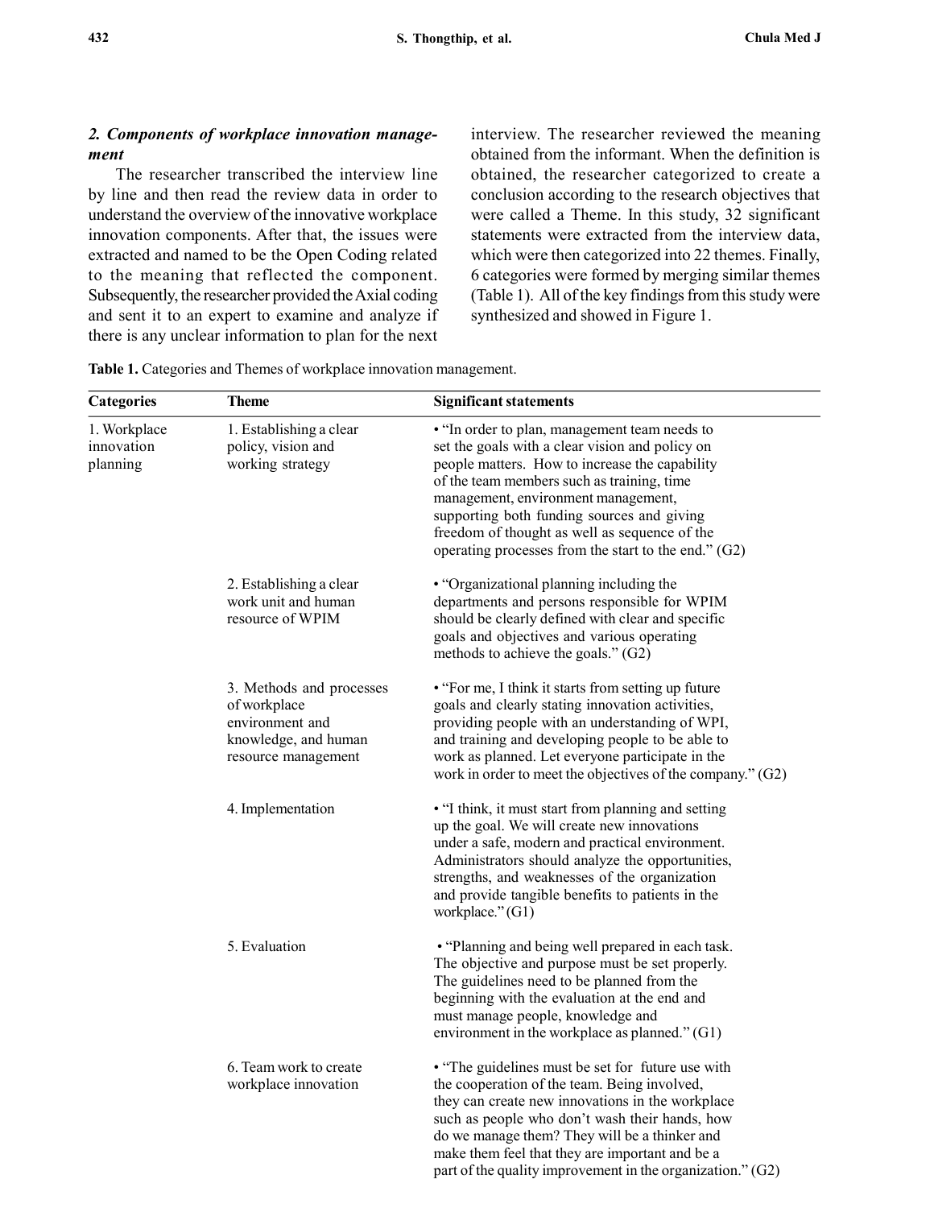### *2. Components of workplace innovation management*

The researcher transcribed the interview line by line and then read the review data in order to understand the overview of the innovative workplace innovation components. After that, the issues were extracted and named to be the Open Coding related to the meaning that reflected the component. Subsequently, the researcher provided the Axial coding and sent it to an expert to examine and analyze if there is any unclear information to plan for the next interview. The researcher reviewed the meaning obtained from the informant. When the definition is obtained, the researcher categorized to create a conclusion according to the research objectives that were called a Theme. In this study, 32 significant statements were extracted from the interview data, which were then categorized into 22 themes. Finally, 6 categories were formed by merging similar themes (Table 1). All of the key findings from this study were synthesized and showed in Figure 1.

**Table 1.** Categories and Themes of workplace innovation management.

| Categories | Theme | Significant statements |
|---|---|---|
| 1. Workplace innovation planning | 1. Establishing a clear policy, vision and working strategy | • "In order to plan, management team needs to set the goals with a clear vision and policy on people matters. How to increase the capability of the team members such as training, time management, environment management, supporting both funding sources and giving freedom of thought as well as sequence of the operating processes from the start to the end." (G2) |
| | 2. Establishing a clear work unit and human resource of WPIM | • "Organizational planning including the departments and persons responsible for WPIM should be clearly defined with clear and specific goals and objectives and various operating methods to achieve the goals." (G2) |
| | 3. Methods and processes of workplace environment and knowledge, and human resource management | • "For me, I think it starts from setting up future goals and clearly stating innovation activities, providing people with an understanding of WPI, and training and developing people to be able to work as planned. Let everyone participate in the work in order to meet the objectives of the company." (G2) |
| | 4. Implementation | • "I think, it must start from planning and setting up the goal. We will create new innovations under a safe, modern and practical environment. Administrators should analyze the opportunities, strengths, and weaknesses of the organization and provide tangible benefits to patients in the workplace." (G1) |
| | 5. Evaluation | • "Planning and being well prepared in each task. The objective and purpose must be set properly. The guidelines need to be planned from the beginning with the evaluation at the end and must manage people, knowledge and environment in the workplace as planned." (G1) |
| | 6. Team work to create workplace innovation | • "The guidelines must be set for future use with the cooperation of the team. Being involved, they can create new innovations in the workplace such as people who don't wash their hands, how do we manage them? They will be a thinker and make them feel that they are important and be a part of the quality improvement in the organization." (G2) |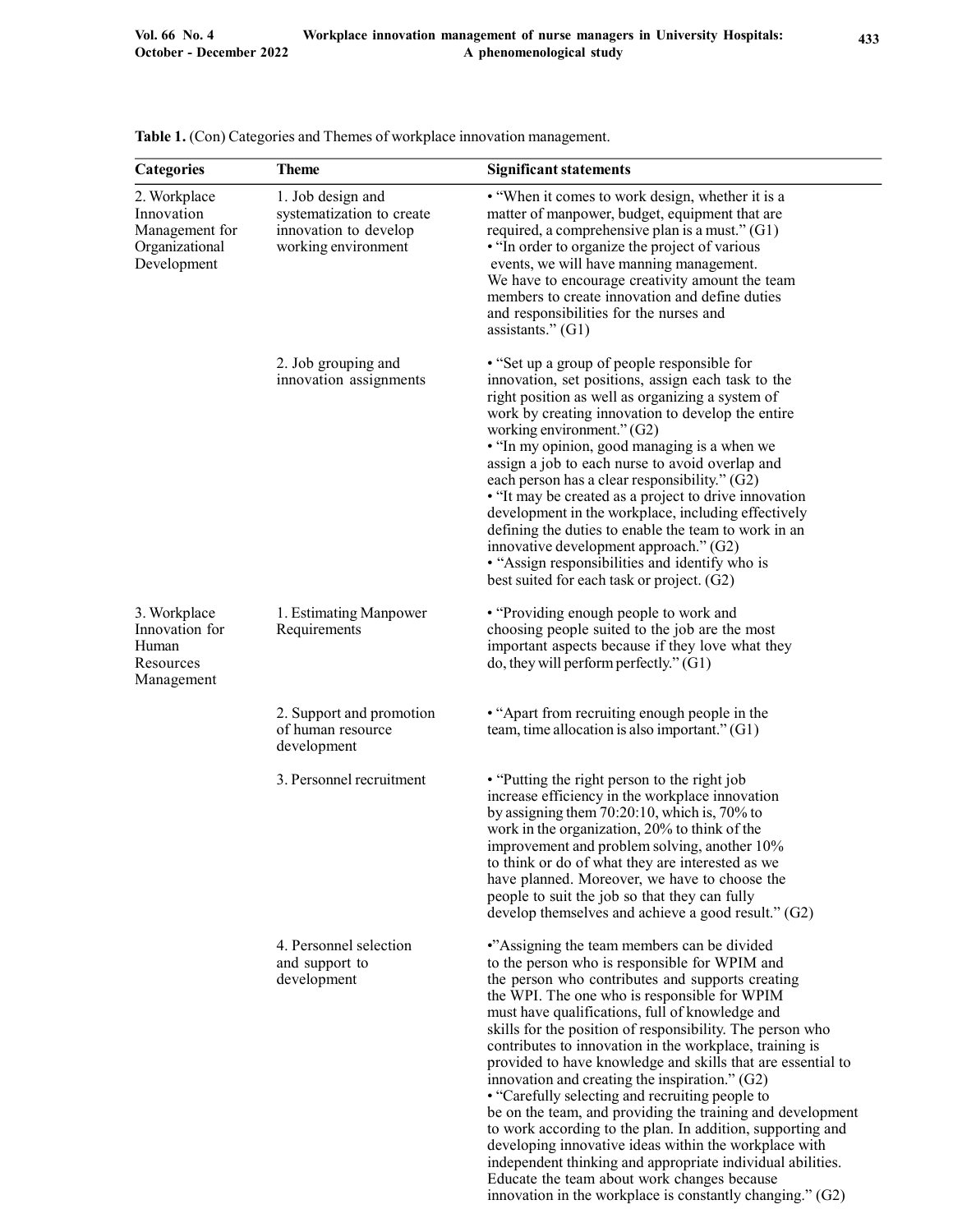**Table 1.** (Con) Categories and Themes of workplace innovation management.

| Categories | Theme | Significant statements |
|---|---|---|
| 2. Workplace Innovation Management for Organizational Development | 1. Job design and systematization to create innovation to develop working environment | • "When it comes to work design, whether it is a matter of manpower, budget, equipment that are required, a comprehensive plan is a must." (G1)<br>• "In order to organize the project of various events, we will have manning management. We have to encourage creativity amount the team members to create innovation and define duties and responsibilities for the nurses and assistants." (G1) |
| | 2. Job grouping and innovation assignments | • "Set up a group of people responsible for innovation, set positions, assign each task to the right position as well as organizing a system of work by creating innovation to develop the entire working environment." (G2)<br>• "In my opinion, good managing is a when we assign a job to each nurse to avoid overlap and each person has a clear responsibility." (G2)<br>• "It may be created as a project to drive innovation development in the workplace, including effectively defining the duties to enable the team to work in an innovative development approach." (G2)<br>• "Assign responsibilities and identify who is best suited for each task or project. (G2) |
| 3. Workplace Innovation for Human Resources Management | 1. Estimating Manpower Requirements | • "Providing enough people to work and choosing people suited to the job are the most important aspects because if they love what they do, they will perform perfectly." (G1) |
| | 2. Support and promotion of human resource development | • "Apart from recruiting enough people in the team, time allocation is also important." (G1) |
| | 3. Personnel recruitment | • "Putting the right person to the right job increase efficiency in the workplace innovation by assigning them 70:20:10, which is, 70% to work in the organization, 20% to think of the improvement and problem solving, another 10% to think or do of what they are interested as we have planned. Moreover, we have to choose the people to suit the job so that they can fully develop themselves and achieve a good result." (G2) |
| | 4. Personnel selection and support to development | •"Assigning the team members can be divided to the person who is responsible for WPIM and the person who contributes and supports creating the WPI. The one who is responsible for WPIM must have qualifications, full of knowledge and skills for the position of responsibility. The person who contributes to innovation in the workplace, training is provided to have knowledge and skills that are essential to innovation and creating the inspiration." (G2)<br>• "Carefully selecting and recruiting people to be on the team, and providing the training and development to work according to the plan. In addition, supporting and developing innovative ideas within the workplace with independent thinking and appropriate individual abilities. Educate the team about work changes because innovation in the workplace is constantly changing." (G2) |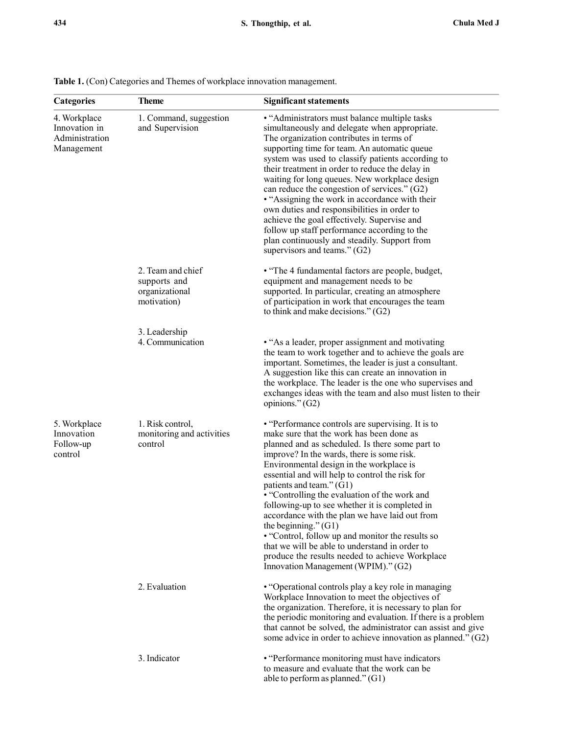**Table 1.** (Con) Categories and Themes of workplace innovation management.

| Categories | Theme | Significant statements |
|---|---|---|
| 4. Workplace Innovation in Administration Management | 1. Command, suggestion and Supervision | • "Administrators must balance multiple tasks simultaneously and delegate when appropriate. The organization contributes in terms of supporting time for team. An automatic queue system was used to classify patients according to their treatment in order to reduce the delay in waiting for long queues. New workplace design can reduce the congestion of services." (G2) • "Assigning the work in accordance with their own duties and responsibilities in order to achieve the goal effectively. Supervise and follow up staff performance according to the plan continuously and steadily. Support from supervisors and teams." (G2) |
| | 2. Team and chief supports and organizational motivation) | • "The 4 fundamental factors are people, budget, equipment and management needs to be supported. In particular, creating an atmosphere of participation in work that encourages the team to think and make decisions." (G2) |
| | 3. Leadership 4. Communication | • "As a leader, proper assignment and motivating the team to work together and to achieve the goals are important. Sometimes, the leader is just a consultant. A suggestion like this can create an innovation in the workplace. The leader is the one who supervises and exchanges ideas with the team and also must listen to their opinions." (G2) |
| 5. Workplace Innovation Follow-up control | 1. Risk control, monitoring and activities control | • "Performance controls are supervising. It is to make sure that the work has been done as planned and as scheduled. Is there some part to improve? In the wards, there is some risk. Environmental design in the workplace is essential and will help to control the risk for patients and team." (G1) • "Controlling the evaluation of the work and following-up to see whether it is completed in accordance with the plan we have laid out from the beginning." (G1) • "Control, follow up and monitor the results so that we will be able to understand in order to produce the results needed to achieve Workplace Innovation Management (WPIM)." (G2) |
| | 2. Evaluation | • "Operational controls play a key role in managing Workplace Innovation to meet the objectives of the organization. Therefore, it is necessary to plan for the periodic monitoring and evaluation. If there is a problem that cannot be solved, the administrator can assist and give some advice in order to achieve innovation as planned." (G2) |
| | 3. Indicator | • "Performance monitoring must have indicators to measure and evaluate that the work can be able to perform as planned." (G1) |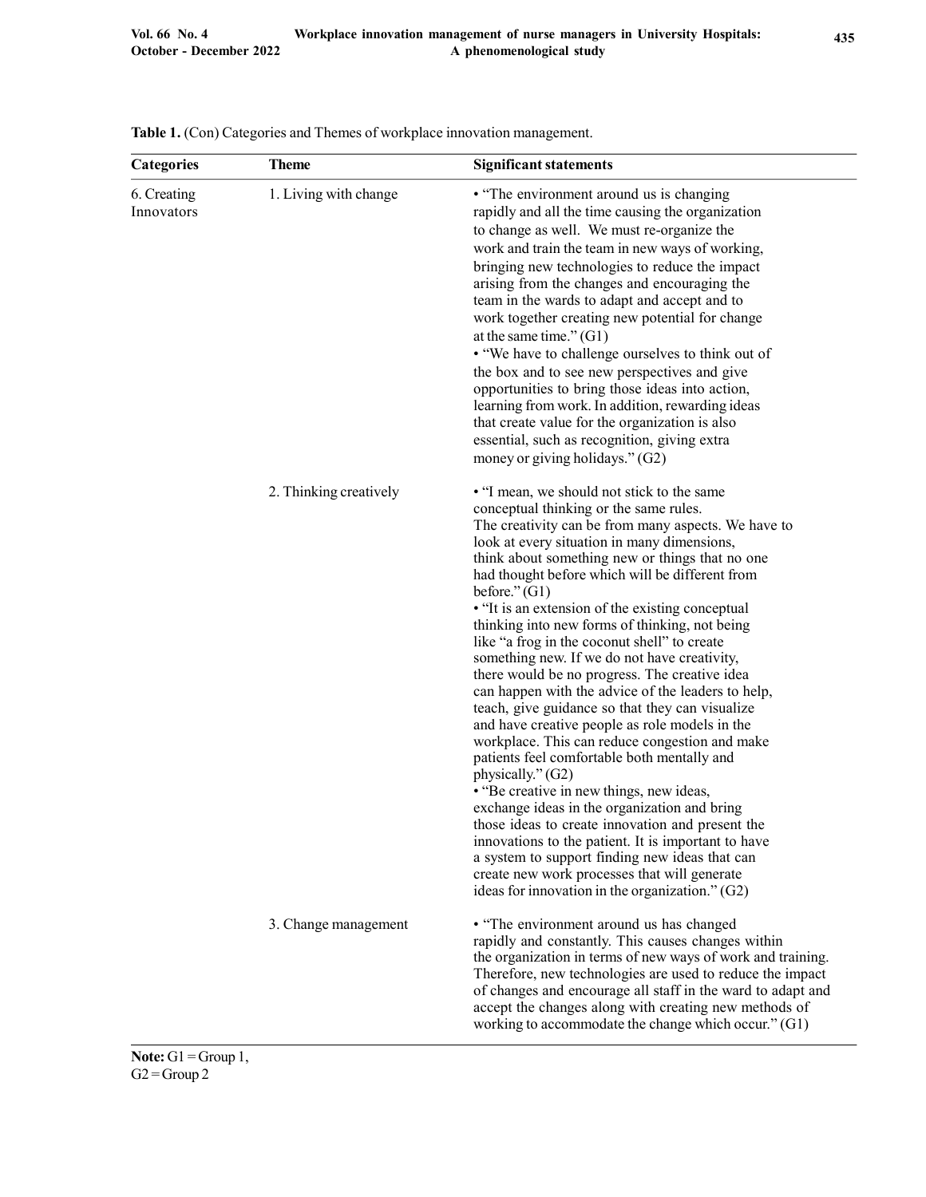**Table 1.** (Con) Categories and Themes of workplace innovation management.

| Categories | Theme | Significant statements |
| --- | --- | --- |
| 6. Creating Innovators | 1. Living with change | • "The environment around us is changing rapidly and all the time causing the organization to change as well. We must re-organize the work and train the team in new ways of working, bringing new technologies to reduce the impact arising from the changes and encouraging the team in the wards to adapt and accept and to work together creating new potential for change at the same time." (G1) <br> • "We have to challenge ourselves to think out of the box and to see new perspectives and give opportunities to bring those ideas into action, learning from work. In addition, rewarding ideas that create value for the organization is also essential, such as recognition, giving extra money or giving holidays." (G2) |
| | 2. Thinking creatively | • "I mean, we should not stick to the same conceptual thinking or the same rules. The creativity can be from many aspects. We have to look at every situation in many dimensions, think about something new or things that no one had thought before which will be different from before." (G1) <br> • "It is an extension of the existing conceptual thinking into new forms of thinking, not being like "a frog in the coconut shell" to create something new. If we do not have creativity, there would be no progress. The creative idea can happen with the advice of the leaders to help, teach, give guidance so that they can visualize and have creative people as role models in the workplace. This can reduce congestion and make patients feel comfortable both mentally and physically." (G2) <br> • "Be creative in new things, new ideas, exchange ideas in the organization and bring those ideas to create innovation and present the innovations to the patient. It is important to have a system to support finding new ideas that can create new work processes that will generate ideas for innovation in the organization." (G2) |
| | 3. Change management | • "The environment around us has changed rapidly and constantly. This causes changes within the organization in terms of new ways of work and training. Therefore, new technologies are used to reduce the impact of changes and encourage all staff in the ward to adapt and accept the changes along with creating new methods of working to accommodate the change which occur." (G1) |

**Note:** G1 = Group 1,
G2 = Group 2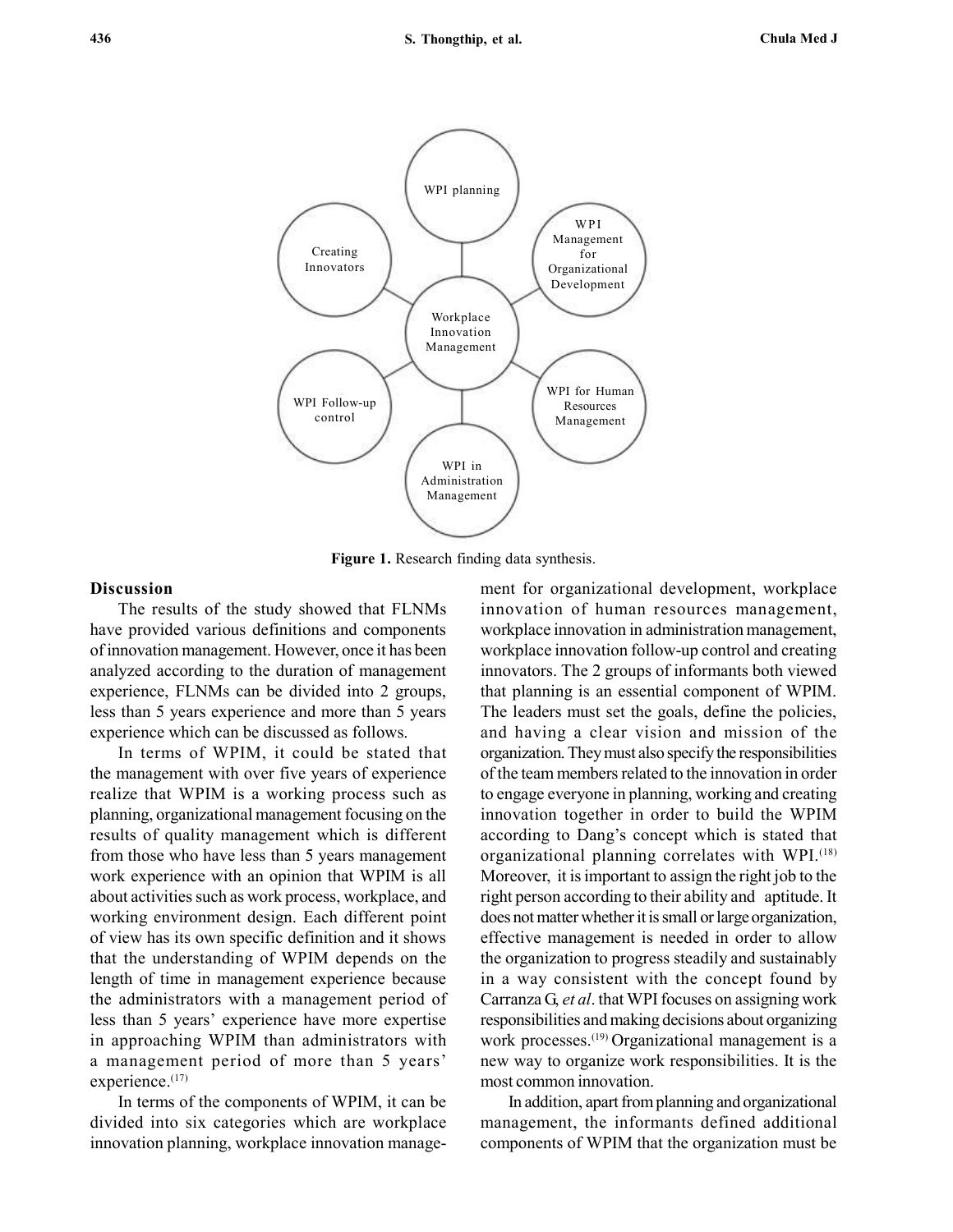Figure 1. Research finding data synthesis.

**Discussion**

The results of the study showed that FLNMs have provided various definitions and components of innovation management. However, once it has been analyzed according to the duration of management experience, FLNMs can be divided into 2 groups, less than 5 years experience and more than 5 years experience which can be discussed as follows.

In terms of WPIM, it could be stated that the management with over five years of experience realize that WPIM is a working process such as planning, organizational management focusing on the results of quality management which is different from those who have less than 5 years management work experience with an opinion that WPIM is all about activities such as work process, workplace, and working environment design. Each different point of view has its own specific definition and it shows that the understanding of WPIM depends on the length of time in management experience because the administrators with a management period of less than 5 years' experience have more expertise in approaching WPIM than administrators with a management period of more than 5 years' experience.[17]

In terms of the components of WPIM, it can be divided into six categories which are workplace innovation planning, workplace innovation management for organizational development, workplace innovation of human resources management, workplace innovation in administration management, workplace innovation follow-up control and creating innovators. The 2 groups of informants both viewed that planning is an essential component of WPIM. The leaders must set the goals, define the policies, and having a clear vision and mission of the organization. They must also specify the responsibilities of the team members related to the innovation in order to engage everyone in planning, working and creating innovation together in order to build the WPIM according to Dang's concept which is stated that organizational planning correlates with WPI.[18] Moreover, it is important to assign the right job to the right person according to their ability and aptitude. It does not matter whether it is small or large organization, effective management is needed in order to allow the organization to progress steadily and sustainably in a way consistent with the concept found by Carranza G, *et al*. that WPI focuses on assigning work responsibilities and making decisions about organizing work processes.[19] Organizational management is a new way to organize work responsibilities. It is the most common innovation.

In addition, apart from planning and organizational management, the informants defined additional components of WPIM that the organization must be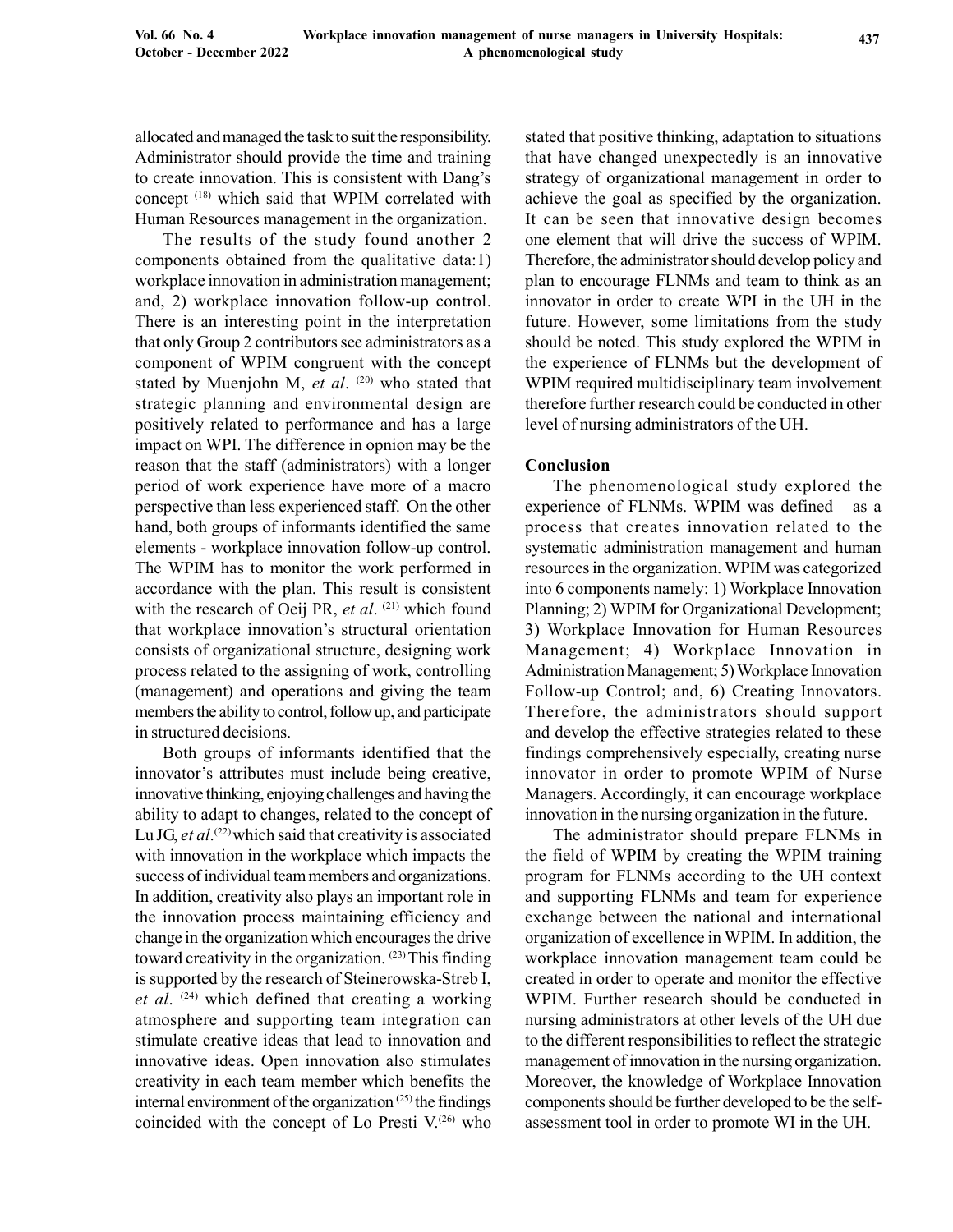allocated and managed the task to suit the responsibility. Administrator should provide the time and training to create innovation. This is consistent with Dang's concept [18] which said that WPIM correlated with Human Resources management in the organization.

The results of the study found another 2 components obtained from the qualitative data:1) workplace innovation in administration management; and, 2) workplace innovation follow-up control. There is an interesting point in the interpretation that only Group 2 contributors see administrators as a component of WPIM congruent with the concept stated by Muenjohn M, *et al*. [20] who stated that strategic planning and environmental design are positively related to performance and has a large impact on WPI. The difference in opnion may be the reason that the staff (administrators) with a longer period of work experience have more of a macro perspective than less experienced staff. On the other hand, both groups of informants identified the same elements - workplace innovation follow-up control. The WPIM has to monitor the work performed in accordance with the plan. This result is consistent with the research of Oeij PR, *et al*. [21] which found that workplace innovation's structural orientation consists of organizational structure, designing work process related to the assigning of work, controlling (management) and operations and giving the team members the ability to control, follow up, and participate in structured decisions.

Both groups of informants identified that the innovator's attributes must include being creative, innovative thinking, enjoying challenges and having the ability to adapt to changes, related to the concept of Lu JG, *et al*.[22] which said that creativity is associated with innovation in the workplace which impacts the success of individual team members and organizations. In addition, creativity also plays an important role in the innovation process maintaining efficiency and change in the organization which encourages the drive toward creativity in the organization. [23] This finding is supported by the research of Steinerowska-Streb I, *et al*. [24] which defined that creating a working atmosphere and supporting team integration can stimulate creative ideas that lead to innovation and innovative ideas. Open innovation also stimulates creativity in each team member which benefits the internal environment of the organization [25] the findings coincided with the concept of Lo Presti V.[26] who stated that positive thinking, adaptation to situations that have changed unexpectedly is an innovative strategy of organizational management in order to achieve the goal as specified by the organization. It can be seen that innovative design becomes one element that will drive the success of WPIM. Therefore, the administrator should develop policy and plan to encourage FLNMs and team to think as an innovator in order to create WPI in the UH in the future. However, some limitations from the study should be noted. This study explored the WPIM in the experience of FLNMs but the development of WPIM required multidisciplinary team involvement therefore further research could be conducted in other level of nursing administrators of the UH.

## Conclusion

The phenomenological study explored the experience of FLNMs. WPIM was defined as a process that creates innovation related to the systematic administration management and human resources in the organization. WPIM was categorized into 6 components namely: 1) Workplace Innovation Planning; 2) WPIM for Organizational Development; 3) Workplace Innovation for Human Resources Management; 4) Workplace Innovation in Administration Management; 5) Workplace Innovation Follow-up Control; and, 6) Creating Innovators. Therefore, the administrators should support and develop the effective strategies related to these findings comprehensively especially, creating nurse innovator in order to promote WPIM of Nurse Managers. Accordingly, it can encourage workplace innovation in the nursing organization in the future.

The administrator should prepare FLNMs in the field of WPIM by creating the WPIM training program for FLNMs according to the UH context and supporting FLNMs and team for experience exchange between the national and international organization of excellence in WPIM. In addition, the workplace innovation management team could be created in order to operate and monitor the effective WPIM. Further research should be conducted in nursing administrators at other levels of the UH due to the different responsibilities to reflect the strategic management of innovation in the nursing organization. Moreover, the knowledge of Workplace Innovation components should be further developed to be the self-assessment tool in order to promote WI in the UH.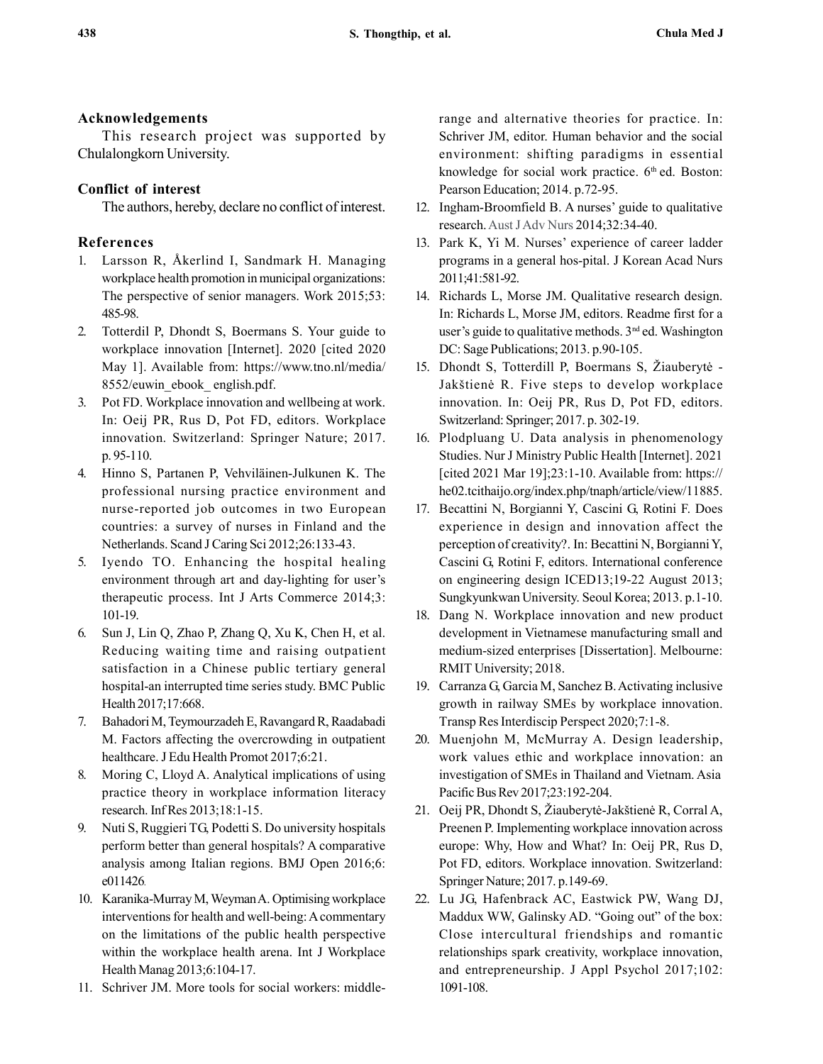## Acknowledgements

This research project was supported by Chulalongkorn University.

## Conflict of interest

The authors, hereby, declare no conflict of interest.

## References

1. Larsson R, Åkerlind I, Sandmark H. Managing workplace health promotion in municipal organizations: The perspective of senior managers. Work 2015;53: 485-98.
2. Totterdil P, Dhondt S, Boermans S. Your guide to workplace innovation [Internet]. 2020 [cited 2020 May 1]. Available from: https://www.tno.nl/media/8552/euwin_ebook_ english.pdf.
3. Pot FD. Workplace innovation and wellbeing at work. In: Oeij PR, Rus D, Pot FD, editors. Workplace innovation. Switzerland: Springer Nature; 2017. p. 95-110.
4. Hinno S, Partanen P, Vehviläinen-Julkunen K. The professional nursing practice environment and nurse-reported job outcomes in two European countries: a survey of nurses in Finland and the Netherlands. Scand J Caring Sci 2012;26:133-43.
5. Iyendo TO. Enhancing the hospital healing environment through art and day-lighting for user's therapeutic process. Int J Arts Commerce 2014;3: 101-19.
6. Sun J, Lin Q, Zhao P, Zhang Q, Xu K, Chen H, et al. Reducing waiting time and raising outpatient satisfaction in a Chinese public tertiary general hospital-an interrupted time series study. BMC Public Health 2017;17:668.
7. Bahadori M, Teymourzadeh E, Ravangard R, Raadabadi M. Factors affecting the overcrowding in outpatient healthcare. J Edu Health Promot 2017;6:21.
8. Moring C, Lloyd A. Analytical implications of using practice theory in workplace information literacy research. Inf Res 2013;18:1-15.
9. Nuti S, Ruggieri TG, Podetti S. Do university hospitals perform better than general hospitals? A comparative analysis among Italian regions. BMJ Open 2016;6: e011426.
10. Karanika-Murray M, Weyman A. Optimising workplace interventions for health and well-being: A commentary on the limitations of the public health perspective within the workplace health arena. Int J Workplace Health Manag 2013;6:104-17.
11. Schriver JM. More tools for social workers: middle-range and alternative theories for practice. In: Schriver JM, editor. Human behavior and the social environment: shifting paradigms in essential knowledge for social work practice. 6th ed. Boston: Pearson Education; 2014. p.72-95.
12. Ingham-Broomfield B. A nurses' guide to qualitative research. Aust J Adv Nurs 2014;32:34-40.
13. Park K, Yi M. Nurses' experience of career ladder programs in a general hos-pital. J Korean Acad Nurs 2011;41:581-92.
14. Richards L, Morse JM. Qualitative research design. In: Richards L, Morse JM, editors. Readme first for a user's guide to qualitative methods. 3rd ed. Washington DC: Sage Publications; 2013. p.90-105.
15. Dhondt S, Totterdill P, Boermans S, Žiauberytė - Jakštienė R. Five steps to develop workplace innovation. In: Oeij PR, Rus D, Pot FD, editors. Switzerland: Springer; 2017. p. 302-19.
16. Plodpluang U. Data analysis in phenomenology Studies. Nur J Ministry Public Health [Internet]. 2021 [cited 2021 Mar 19];23:1-10. Available from: https://he02.tcithaijo.org/index.php/tnaph/article/view/11885.
17. Becattini N, Borgianni Y, Cascini G, Rotini F. Does experience in design and innovation affect the perception of creativity?. In: Becattini N, Borgianni Y, Cascini G, Rotini F, editors. International conference on engineering design ICED13;19-22 August 2013; Sungkyunkwan University. Seoul Korea; 2013. p.1-10.
18. Dang N. Workplace innovation and new product development in Vietnamese manufacturing small and medium-sized enterprises [Dissertation]. Melbourne: RMIT University; 2018.
19. Carranza G, Garcia M, Sanchez B. Activating inclusive growth in railway SMEs by workplace innovation. Transp Res Interdiscip Perspect 2020;7:1-8.
20. Muenjohn M, McMurray A. Design leadership, work values ethic and workplace innovation: an investigation of SMEs in Thailand and Vietnam. Asia Pacific Bus Rev 2017;23:192-204.
21. Oeij PR, Dhondt S, Žiauberytė-Jakštienė R, Corral A, Preenen P. Implementing workplace innovation across europe: Why, How and What? In: Oeij PR, Rus D, Pot FD, editors. Workplace innovation. Switzerland: Springer Nature; 2017. p.149-69.
22. Lu JG, Hafenbrack AC, Eastwick PW, Wang DJ, Maddux WW, Galinsky AD. "Going out" of the box: Close intercultural friendships and romantic relationships spark creativity, workplace innovation, and entrepreneurship. J Appl Psychol 2017;102: 1091-108.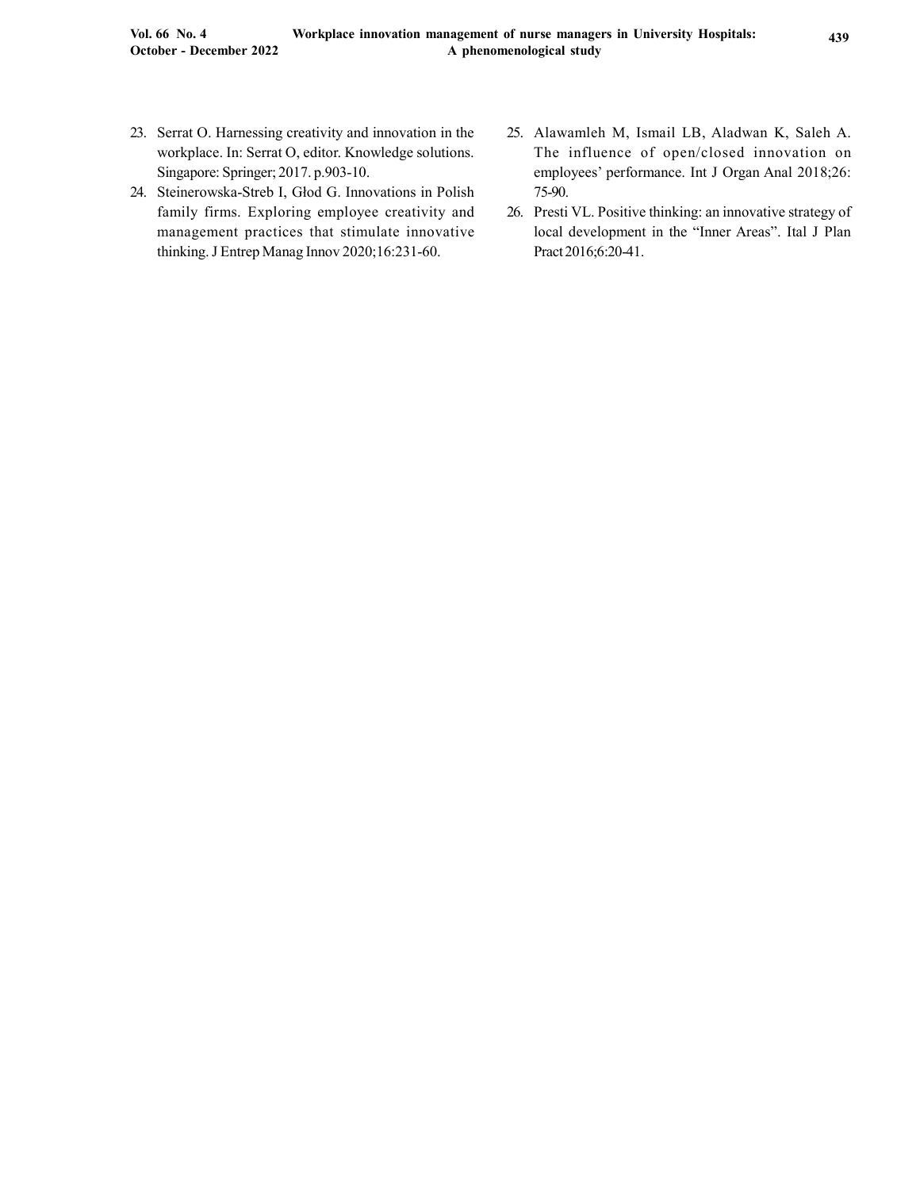23. Serrat O. Harnessing creativity and innovation in the workplace. In: Serrat O, editor. Knowledge solutions. Singapore: Springer; 2017. p.903-10.
24. Steinerowska-Streb I, Głod G. Innovations in Polish family firms. Exploring employee creativity and management practices that stimulate innovative thinking. J Entrep Manag Innov 2020;16:231-60.
25. Alawamleh M, Ismail LB, Aladwan K, Saleh A. The influence of open/closed innovation on employees' performance. Int J Organ Anal 2018;26: 75-90.
26. Presti VL. Positive thinking: an innovative strategy of local development in the "Inner Areas". Ital J Plan Pract 2016;6:20-41.